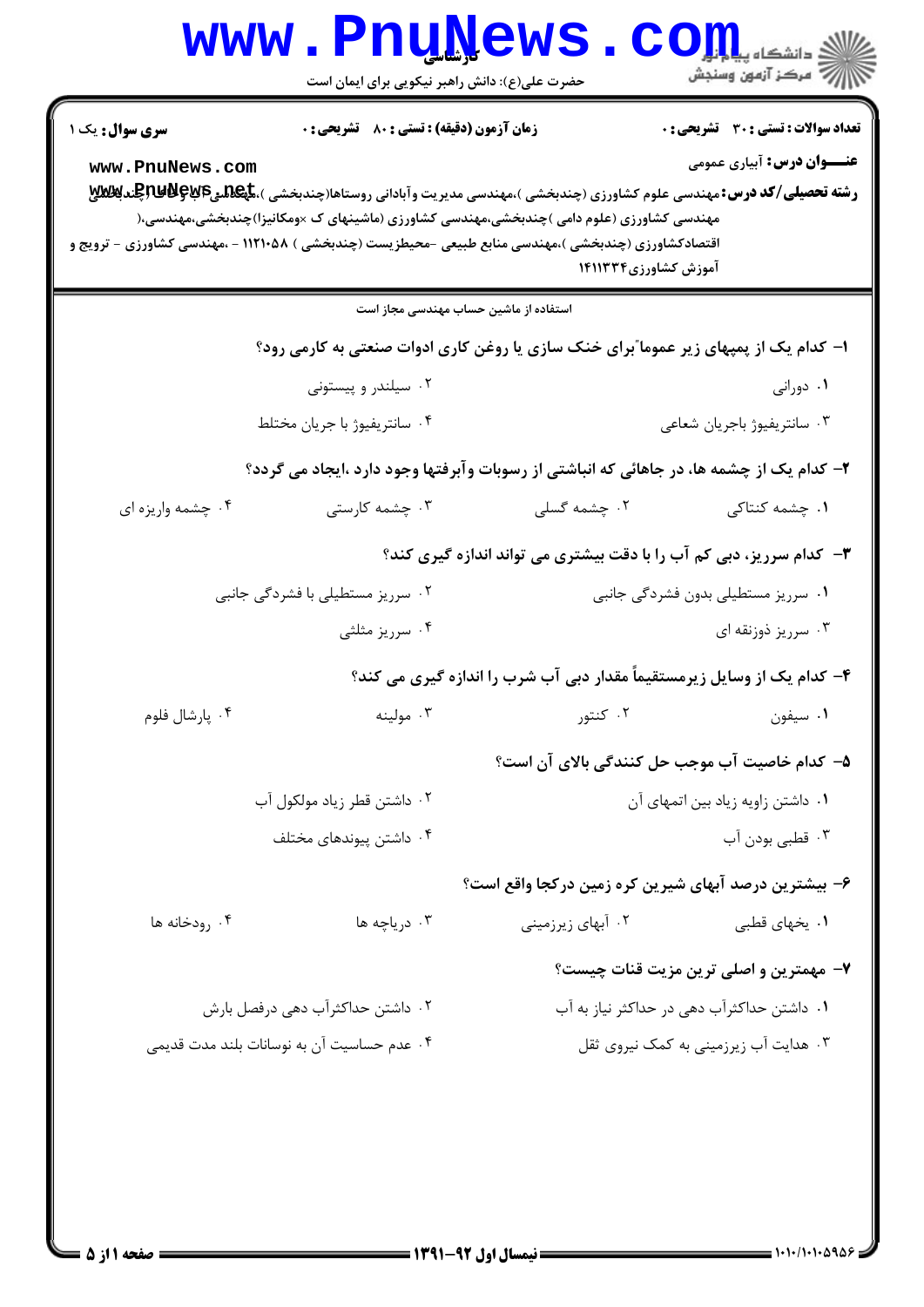**تعداد سوالات : تستی : ۳۰ تشریحی : ۰** | **زمان آزمون (دقیقه) : تستی : ۸۰ تشریحی : ۰** | **سری سوال : یک ۱**

**عنـــوان درس :** آبیاری عمومی

**رشته تحصیلی/کد درس :** مهندسی علوم کشاورزی (چندبخشی )،مهندسی مدیریت وآبادانی روستاها(چندبخشی )،مهندسی آب وخاک (چندبخشی) مهندسی کشاورزی (علوم دامی )چندبخشی،مهندسی کشاورزی (ماشینهای ک ×ومکانیزا)چندبخشی،مهندسی،( اقتصادکشاورزی (چندبخشی )،مهندسی منابع طبیعی -محیطزیست (چندبخشی ) ۱۱۲۱۰۵۸ - ،مهندسی کشاورزی - ترویج و آموزش کشاورزی۱۴۱۱۳۳۴

استفاده از ماشین حساب مهندسی مجاز است

۱- کدام یک از پمپهای زیر عموما"برای خنک سازی یا روغن کاری ادوات صنعتی به کارمی رود؟

۱. دورانی
۲. سیلندر و پیستونی
۳. سانتریفیوژ باجریان شعاعی
۴. سانتریفیوژ با جریان مختلط

۲- کدام یک از چشمه ها، در جاهائی که انباشتی از رسوبات وآبرفتها وجود دارد ،ایجاد می گردد؟

۱. چشمه کنتاکی
۲. چشمه گسلی
۳. چشمه کارستی
۴. چشمه واریزه ای

۳- کدام سرریز، دبی کم آب را با دقت بیشتری می تواند اندازه گیری کند؟

۱. سرریز مستطیلی بدون فشردگی جانبی
۲. سرریز مستطیلی با فشردگی جانبی
۳. سرریز ذوزنقه ای
۴. سرریز مثلثی

۴- کدام یک از وسایل زیرمستقیماً مقدار دبی آب شرب را اندازه گیری می کند؟

۱. سیفون
۲. کنتور
۳. مولینه
۴. پارشال فلوم

۵- کدام خاصیت آب موجب حل کنندگی بالای آن است؟

۱. داشتن زاویه زیاد بین اتمهای آن
۲. داشتن قطر زیاد مولکول آب
۳. قطبی بودن آب
۴. داشتن پیوندهای مختلف

۶- بیشترین درصد آبهای شیرین کره زمین درکجا واقع است؟

۱. یخهای قطبی
۲. آبهای زیرزمینی
۳. دریاچه ها
۴. رودخانه ها

۷- مهمترین و اصلی ترین مزیت قنات چیست؟

۱. داشتن حداکثرآب دهی در حداکثر نیاز به آب
۲. داشتن حداکثرآب دهی درفصل بارش
۳. هدایت آب زیرزمینی به کمک نیروی ثقل
۴. عدم حساسیت آن به نوسانات بلند مدت قدیمی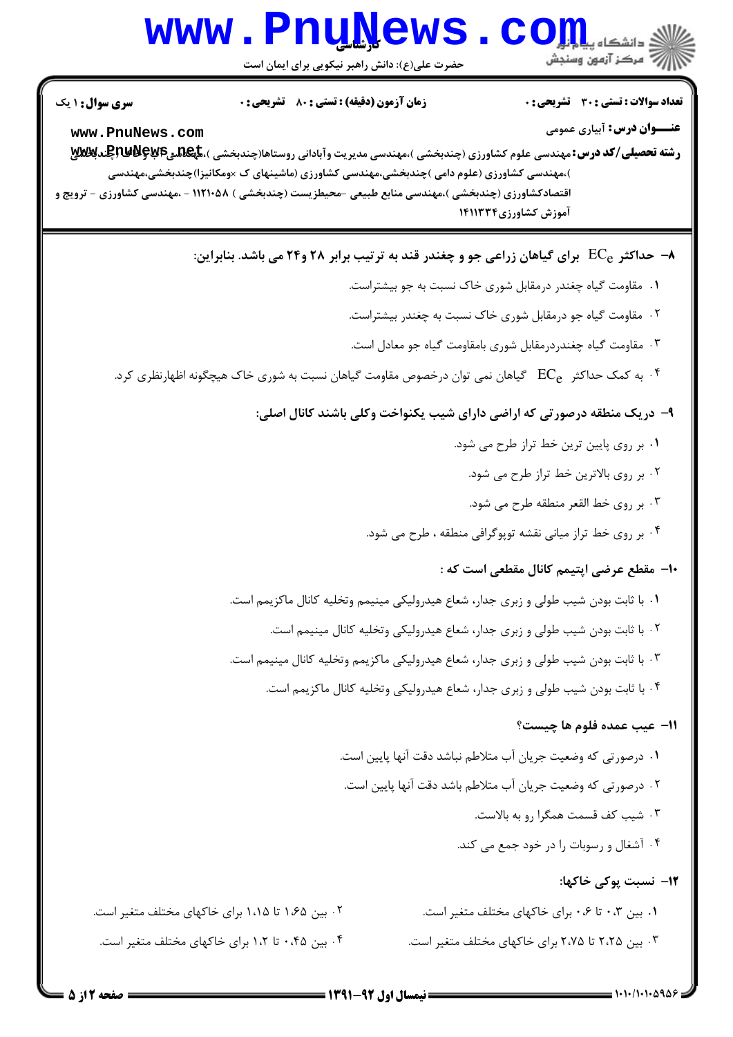**سری سوال:** ۱ یک

**زمان آزمون (دقیقه) : تستی : ۸۰ تشریحی : ۰**

**تعداد سوالات : تستی : ۳۰ تشریحی : ۰**

**عنـــوان درس:** آبیاری عمومی

**رشته تحصیلی/کد درس:** مهندسی علوم کشاورزی (چندبخشی )،مهندسی مدیریت وآبادانی روستاها(چندبخشی )،مهندسی آب وخاک (چندبخشی )،مهندسی کشاورزی (علوم دامی )چندبخشی،مهندسی کشاورزی (ماشینهای ک ×ومکانیزا)چندبخشی،مهندسی اقتصادکشاورزی (چندبخشی )،مهندسی منابع طبیعی -محیطزیست (چندبخشی ) ۱۱۲۱۰۵۸ - ،مهندسی کشاورزی - ترویج و آموزش کشاورزی۱۴۱۱۳۳۴

**۸- حداکثر $EC_e$ برای گیاهان زراعی جو و چغندر قند به ترتیب برابر ۲۸ و۲۴ می باشد. بنابراین:**

۱. مقاومت گیاه چغندر درمقابل شوری خاک نسبت به جو بیشتراست.

۲. مقاومت گیاه جو درمقابل شوری خاک نسبت به چغندر بیشتراست.

۳. مقاومت گیاه چغندردرمقابل شوری بامقاومت گیاه جو معادل است.

۴. به کمک حداکثر $EC_e$ گیاهان نمی توان درخصوص مقاومت گیاهان نسبت به شوری خاک هیچگونه اظهارنظری کرد.

**۹- دریک منطقه درصورتی که اراضی دارای شیب یکنواخت وکلی باشند کانال اصلی:**

۱. بر روی پایین ترین خط تراز طرح می شود.

۲. بر روی بالاترین خط تراز طرح می شود.

۳. بر روی خط القعر منطقه طرح می شود.

۴. بر روی خط تراز میانی نقشه توپوگرافی منطقه ، طرح می شود.

**۱۰- مقطع عرضی اپتیمم کانال مقطعی است که :**

۱. با ثابت بودن شیب طولی و زبری جدار، شعاع هیدرولیکی مینیمم وتخلیه کانال ماکزیمم است.

۲. با ثابت بودن شیب طولی و زبری جدار، شعاع هیدرولیکی وتخلیه کانال مینیمم است.

۳. با ثابت بودن شیب طولی و زبری جدار، شعاع هیدرولیکی ماکزیمم وتخلیه کانال مینیمم است.

۴. با ثابت بودن شیب طولی و زبری جدار، شعاع هیدرولیکی وتخلیه کانال ماکزیمم است.

**۱۱- عیب عمده فلوم ها چیست؟**

۱. درصورتی که وضعیت جریان آب متلاطم نباشد دقت آنها پایین است.

۲. درصورتی که وضعیت جریان آب متلاطم باشد دقت آنها پایین است.

۳. شیب کف قسمت همگرا رو به بالاست.

۴. آشغال و رسوبات را در خود جمع می کند.

**۱۲- نسبت پوکی خاکها:**

۱. بین ۰.۳ تا ۰.۶ برای خاکهای مختلف متغیر است.

۲. بین ۱.۶۵ تا ۱.۱۵ برای خاکهای مختلف متغیر است.

۳. بین ۲.۲۵ تا ۲.۷۵ برای خاکهای مختلف متغیر است.

۴. بین ۰.۴۵ تا ۱.۲ برای خاکهای مختلف متغیر است.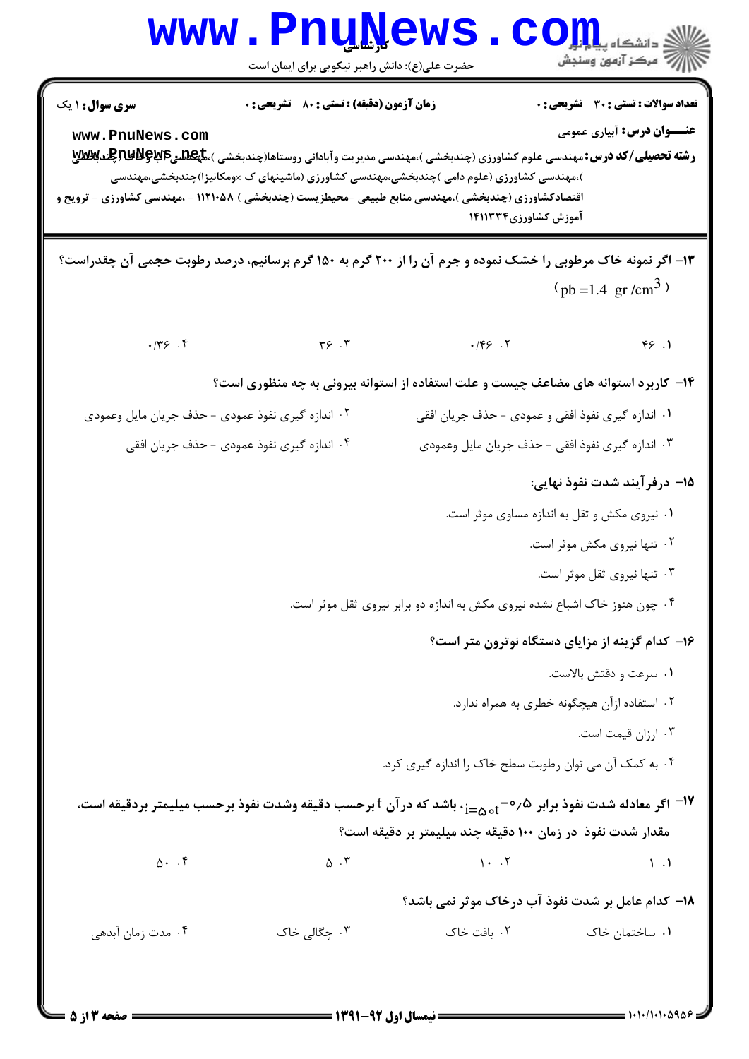**سری سوال:** ۱ یک

**زمان آزمون (دقیقه) : تستی :** ۸۰ **تشریحی :** ۰

**تعداد سوالات : تستی :** ۳۰ **تشریحی :** ۰

**عنـــوان درس:** آبیاری عمومی

**رشته تحصیلی/کد درس:** مهندسی علوم کشاورزی (چندبخشی )،مهندسی مدیریت وآبادانی روستاها(چندبخشی )،مهندسی آب وخاک (چندبخشی )،مهندسی کشاورزی (علوم دامی )چندبخشی،مهندسی کشاورزی (ماشینهای ک ×ومکانیزا)چندبخشی،مهندسی اقتصادکشاورزی (چندبخشی )،مهندسی منابع طبیعی -محیطزیست (چندبخشی ) ۱۱۲۱۰۵۸ - ،مهندسی کشاورزی - ترویج و آموزش کشاورزی۱۴۱۱۳۳۴

---

**۱۳- اگر نمونه خاک مرطوبی را خشک نموده و جرم آن را از ۲۰۰ گرم به ۱۵۰ گرم برسانیم، درصد رطوبت حجمی آن چقدراست؟**

($\rho b = 1.4 \ gr/cm^3$)

۱. ۴۶

۲. ۰/۴۶

۳. ۳۶

۴. ۰/۳۶

**۱۴- کاربرد استوانه های مضاعف چیست و علت استفاده از استوانه بیرونی به چه منظوری است؟**

۱. اندازه گیری نفوذ افقی و عمودی - حذف جریان افقی

۲. اندازه گیری نفوذ عمودی - حذف جریان مایل وعمودی

۳. اندازه گیری نفوذ افقی - حذف جریان مایل وعمودی

۴. اندازه گیری نفوذ عمودی - حذف جریان افقی

**۱۵- درفرآیند شدت نفوذ نهایی:**

۱. نیروی مکش و ثقل به اندازه مساوی موثر است.

۲. تنها نیروی مکش موثر است.

۳. تنها نیروی ثقل موثر است.

۴. چون هنوز خاک اشباع نشده نیروی مکش به اندازه دو برابر نیروی ثقل موثر است.

**۱۶- کدام گزینه از مزایای دستگاه نوترون متر است؟**

۱. سرعت و دقتش بالاست.

۲. استفاده ازآن هیچگونه خطری به همراه ندارد.

۳. ارزان قیمت است.

۴. به کمک آن می توان رطوبت سطح خاک را اندازه گیری کرد.

**۱۷- اگر معادله شدت نفوذ برابر $i = 5t^{-0.5}$، باشد که درآن t برحسب دقیقه وشدت نفوذ برحسب میلیمتر بردقیقه است، مقدار شدت نفوذ در زمان ۱۰۰ دقیقه چند میلیمتر بر دقیقه است؟**

۱. ۱

۲. ۱۰

۳. ۵

۴. ۵۰

**۱۸- کدام عامل بر شدت نفوذ آب درخاک موثر نمی باشد؟**

۱. ساختمان خاک

۲. بافت خاک

۳. چگالی خاک

۴. مدت زمان آبدهی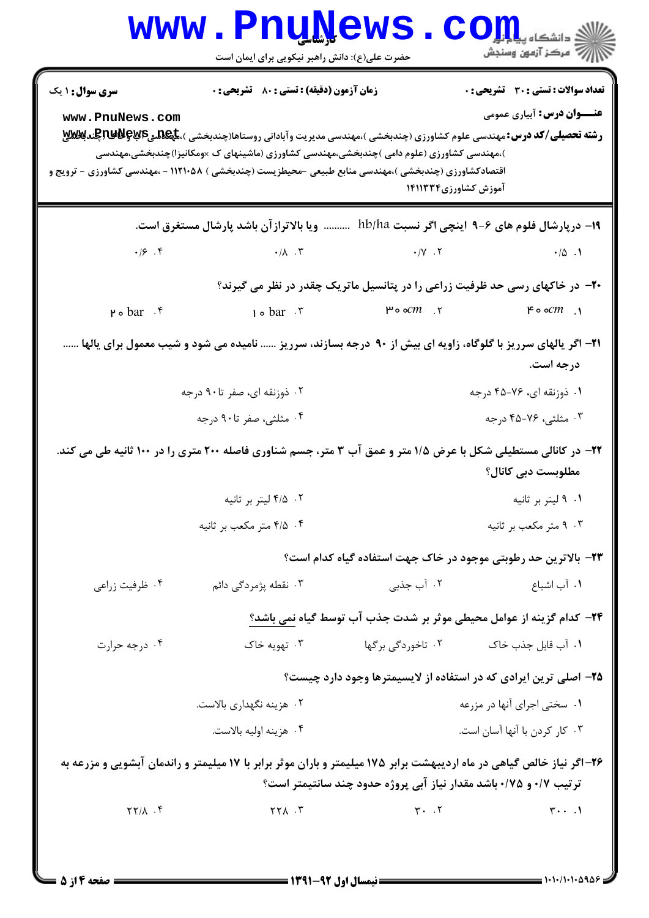**سری سوال:** ۱ یک

**زمان آزمون (دقیقه):** تستی: ۸۰ تشریحی: ۰

**تعداد سوالات:** تستی: ۳۰ تشریحی: ۰

**عنوان درس:** آبیاری عمومی

**رشته تحصیلی/کد درس:** مهندسی علوم کشاورزی (چندبخشی)،مهندسی مدیریت وآبادانی روستاها(چندبخشی)،مهندسی آب وخاک (چندبخشی)،مهندسی کشاورزی (علوم دامی)چندبخشی،مهندسی کشاورزی (ماشینهای ک ×ومکانیزا)چندبخشی،مهندسی اقتصادکشاورزی (چندبخشی)،مهندسی منابع طبیعی -محیطزیست (چندبخشی) ۱۱۲۱۰۵۸ - ،مهندسی کشاورزی - ترویج و آموزش کشاورزی۱۴۱۱۳۳۴

۱۹- درپارشال فلوم های ۶-۹ اینچی اگر نسبت hb/ha .......... ویا بالاترازآن باشد پارشال مستغرق است.

۱. ۰/۵ ۲. ۰/۷ ۳. ۰/۸ ۴. ۰/۶

۲۰- در خاکهای رسی حد ظرفیت زراعی را در پتانسیل ماتریک چقدر در نظر می گیرند؟

۱. $400\,cm$ ۲. $300\,cm$ ۳. $10\,bar$ ۴. $20\,bar$

۲۱- اگر بالهای سرریز با گلوگاه، زاویه ای بیش از ۹۰ درجه بسازند، سرریز ...... نامیده می شود و شیب معمول برای بالها ...... درجه است.

۱. ذوزنقه ای، ۷۶-۴۵ درجه

۲. ذوزنقه ای، صفر تا۹۰ درجه

۳. مثلثی، ۷۶-۴۵ درجه

۴. مثلثی، صفر تا۹۰ درجه

۲۲- در کانالی مستطیلی شکل با عرض ۱/۵ متر و عمق آب ۳ متر، جسم شناوری فاصله ۲۰۰ متری را در ۱۰۰ ثانیه طی می کند. مطلوبست دبی کانال؟

۱. ۹ لیتر بر ثانیه

۲. ۴/۵ لیتر بر ثانیه

۳. ۹ متر مکعب بر ثانیه

۴. ۴/۵ متر مکعب بر ثانیه

۲۳- بالاترین حد رطوبتی موجود در خاک جهت استفاده گیاه کدام است؟

۱. آب اشباع ۲. آب جذبی ۳. نقطه پژمردگی دائم ۴. ظرفیت زراعی

۲۴- کدام گزینه از عوامل محیطی موثر بر شدت جذب آب توسط گیاه نمی باشد؟

۱. آب قابل جذب خاک ۲. تاخوردگی برگها ۳. تهویه خاک ۴. درجه حرارت

۲۵- اصلی ترین ایرادی که در استفاده از لایسیمترها وجود دارد چیست؟

۱. سختی اجرای آنها در مزرعه

۲. هزینه نگهداری بالاست.

۳. کار کردن با آنها آسان است.

۴. هزینه اولیه بالاست.

۲۶-اگر نیاز خالص گیاهی در ماه اردیبهشت برابر ۱۷۵ میلیمتر و باران موثر برابر با ۱۷ میلیمتر و راندمان آبشویی و مزرعه به ترتیب ۰/۷ و ۰/۷۵ باشد مقدار نیاز آبی پروژه حدود چند سانتیمتر است؟

۱. ۳۰۰ ۲. ۳۰ ۳. ۲۲۸ ۴. ۲۲/۸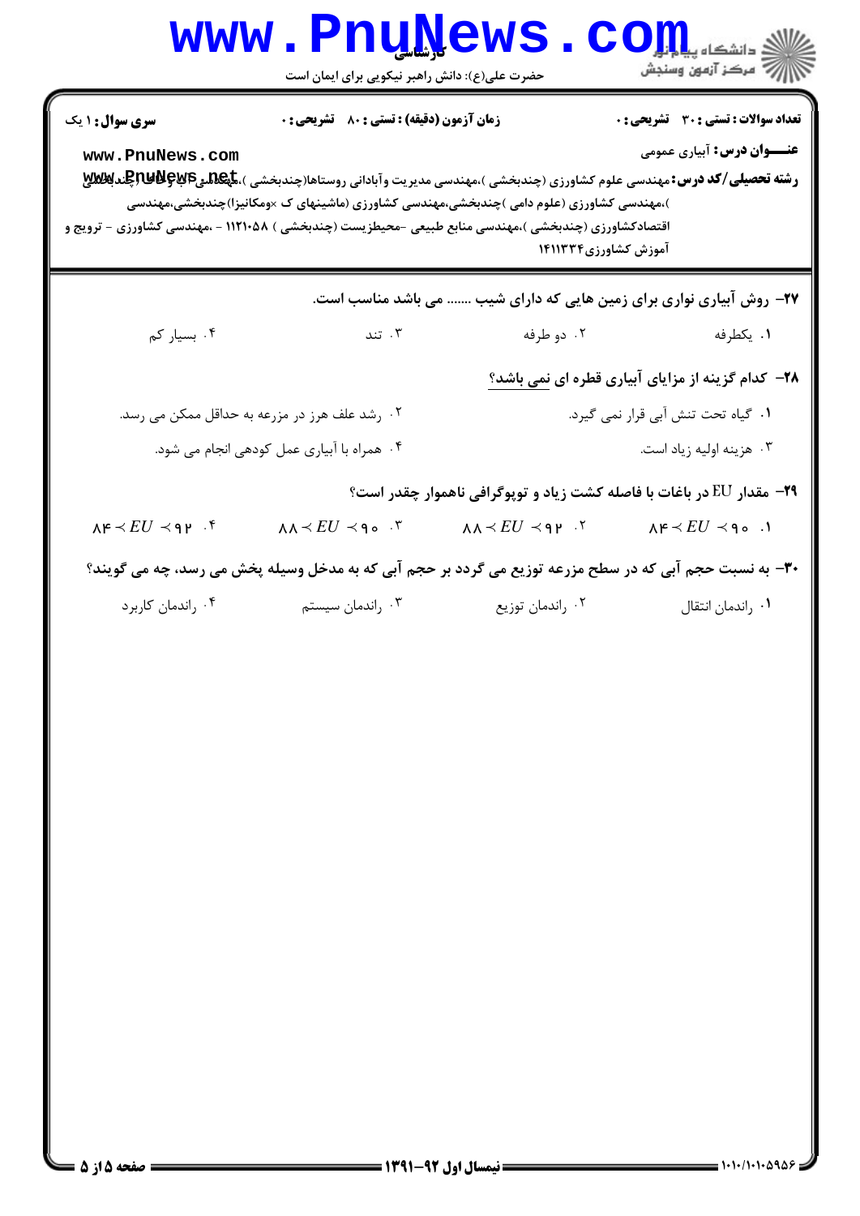۲۷- روش آبیاری نواری برای زمین هایی که دارای شیب ....... می باشد مناسب است.

۱. یکطرفه

۲. دو طرفه

۳. تند

۴. بسیار کم

۲۸- کدام گزینه از مزایای آبیاری قطره ای نمی باشد؟

۱. گیاه تحت تنش آبی قرار نمی گیرد.

۲. رشد علف هرز در مزرعه به حداقل ممکن می رسد.

۳. هزینه اولیه زیاد است.

۴. همراه با آبیاری عمل کودهی انجام می شود.

۲۹- مقدار EU در باغات با فاصله کشت زیاد و توپوگرافی ناهموار چقدر است؟

۱. $84 \prec EU \prec 90$

۲. $88 \prec EU \prec 92$

۳. $88 \prec EU \prec 90$

۴. $84 \prec EU \prec 92$

۳۰- به نسبت حجم آبی که در سطح مزرعه توزیع می گردد بر حجم آبی که به مدخل وسیله پخش می رسد، چه می گویند؟

۱. راندمان انتقال

۲. راندمان توزیع

۳. راندمان سیستم

۴. راندمان کاربرد